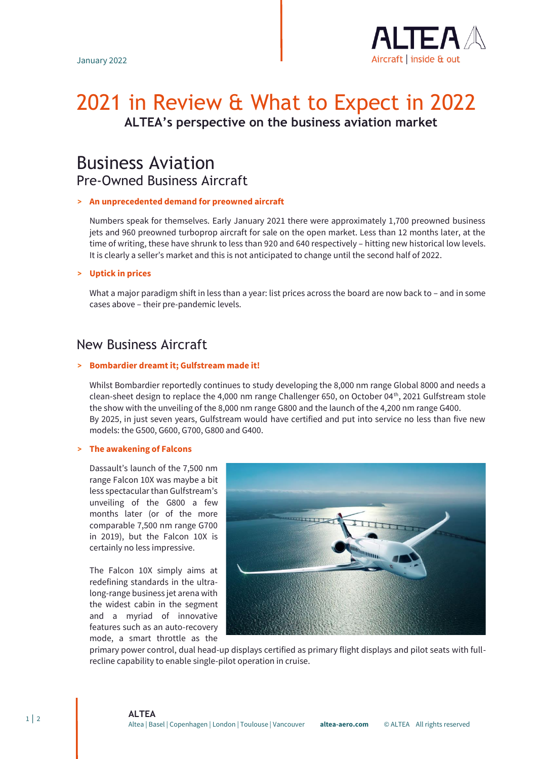January 2022

# 2021 in Review & What to Expect in 2022

**ALTEA's perspective on the business aviation market**

## Business Aviation

### Pre-Owned Business Aircraft

> **An unprecedented demand for preowned aircraft**

Numbers speak for themselves. Early January 2021 there were approximately 1,700 preowned business jets and 960 preowned turboprop aircraft for sale on the open market. Less than 12 months later, at the time of writing, these have shrunk to less than 920 and 640 respectively – hitting new historical low levels. It is clearly a seller's market and this is not anticipated to change until the second half of 2022.

> **Uptick in prices**

What a major paradigm shift in less than a year: list prices across the board are now back to – and in some cases above – their pre-pandemic levels.

### New Business Aircraft

> **Bombardier dreamt it; Gulfstream made it!**

Whilst Bombardier reportedly continues to study developing the 8,000 nm range Global 8000 and needs a clean-sheet design to replace the 4,000 nm range Challenger 650, on October 04th, 2021 Gulfstream stole the show with the unveiling of the 8,000 nm range G800 and the launch of the 4,200 nm range G400.
By 2025, in just seven years, Gulfstream would have certified and put into service no less than five new models: the G500, G600, G700, G800 and G400.

> **The awakening of Falcons**

Dassault's launch of the 7,500 nm range Falcon 10X was maybe a bit less spectacular than Gulfstream's unveiling of the G800 a few months later (or of the more comparable 7,500 nm range G700 in 2019), but the Falcon 10X is certainly no less impressive.

The Falcon 10X simply aims at redefining standards in the ultra-long-range business jet arena with the widest cabin in the segment and a myriad of innovative features such as an auto-recovery mode, a smart throttle as the primary power control, dual head-up displays certified as primary flight displays and pilot seats with full-recline capability to enable single-pilot operation in cruise.

**ALTEA**
Altea | Basel | Copenhagen | London | Toulouse | Vancouver **altea-aero.com** © ALTEA All rights reserved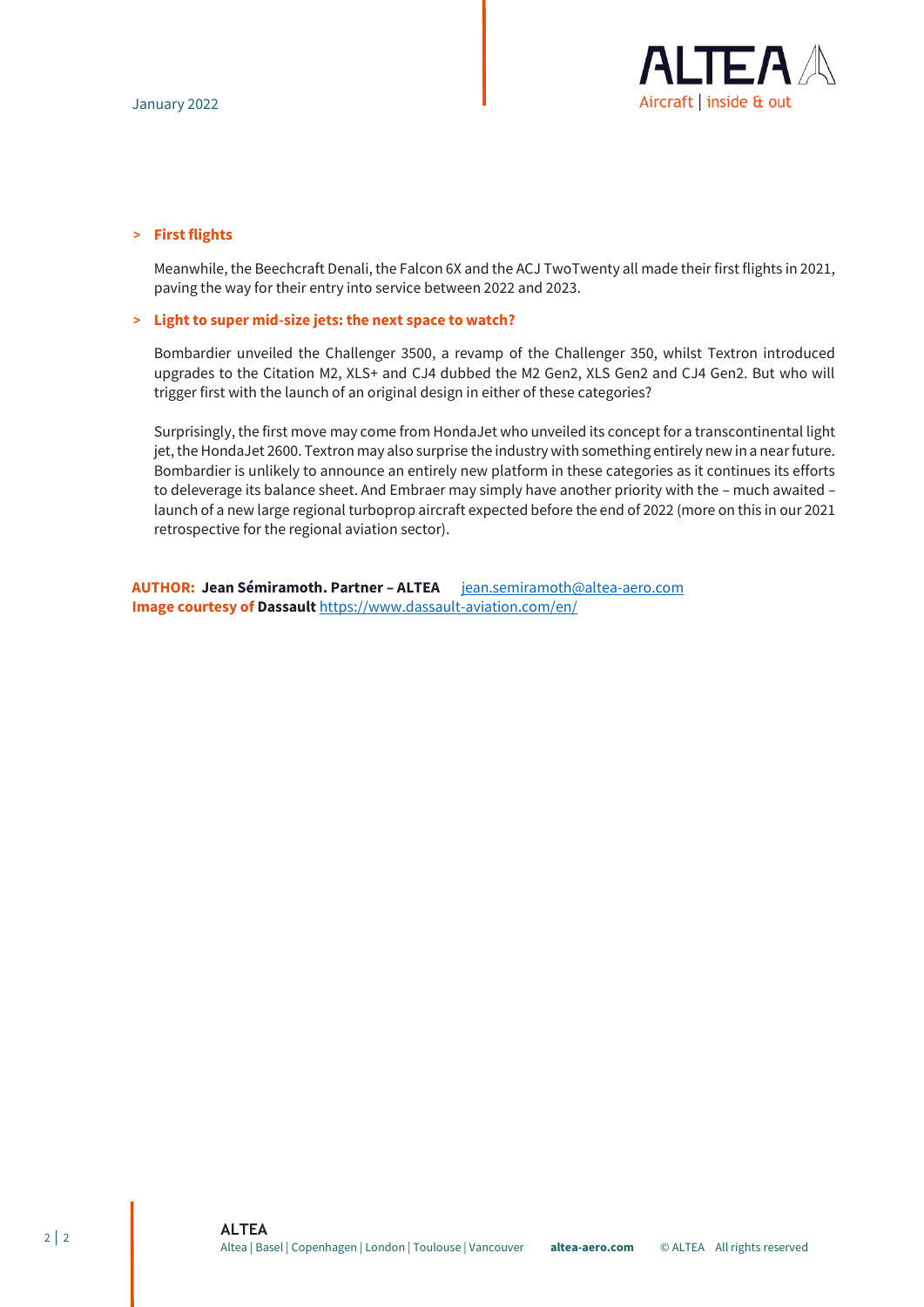## > First flights

Meanwhile, the Beechcraft Denali, the Falcon 6X and the ACJ TwoTwenty all made their first flights in 2021, paving the way for their entry into service between 2022 and 2023.

## > Light to super mid-size jets: the next space to watch?

Bombardier unveiled the Challenger 3500, a revamp of the Challenger 350, whilst Textron introduced upgrades to the Citation M2, XLS+ and CJ4 dubbed the M2 Gen2, XLS Gen2 and CJ4 Gen2. But who will trigger first with the launch of an original design in either of these categories?

Surprisingly, the first move may come from HondaJet who unveiled its concept for a transcontinental light jet, the HondaJet 2600. Textron may also surprise the industry with something entirely new in a near future. Bombardier is unlikely to announce an entirely new platform in these categories as it continues its efforts to deleverage its balance sheet. And Embraer may simply have another priority with the – much awaited – launch of a new large regional turboprop aircraft expected before the end of 2022 (more on this in our 2021 retrospective for the regional aviation sector).

**AUTHOR: Jean Sémiramoth. Partner – ALTEA** jean.semiramoth@altea-aero.com
**Image courtesy of Dassault** https://www.dassault-aviation.com/en/